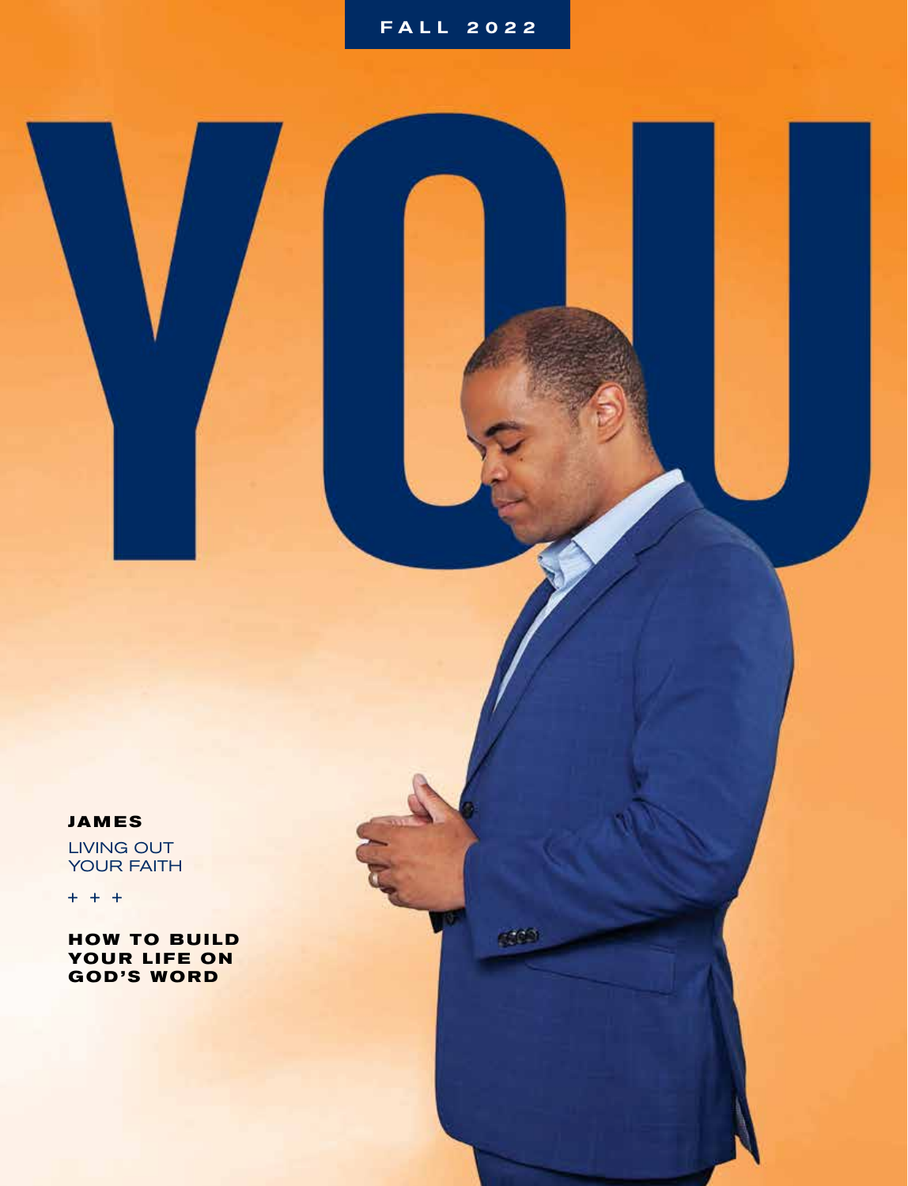FALL 2022

# YOU

**JAMES**

LIVING OUT YOUR FAITH

+ + +

**HOW TO BUILD YOUR LIFE ON GOD'S WORD**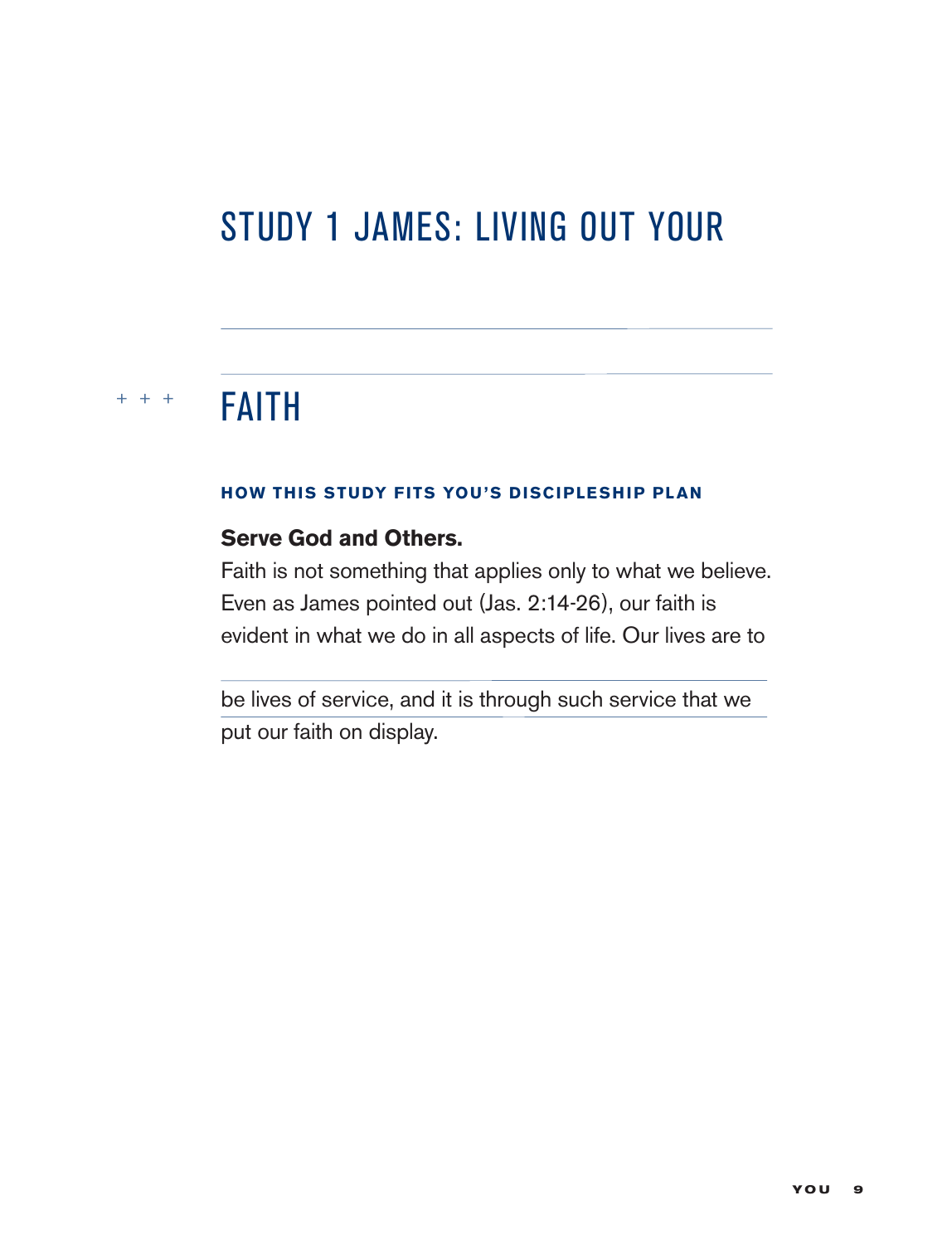# STUDY 1 JAMES: LIVING OUT YOUR FAITH

### HOW THIS STUDY FITS YOU'S DISCIPLESHIP PLAN

**Serve God and Others.**

Faith is not something that applies only to what we believe. Even as James pointed out (Jas. 2:14-26), our faith is evident in what we do in all aspects of life. Our lives are to be lives of service, and it is through such service that we put our faith on display.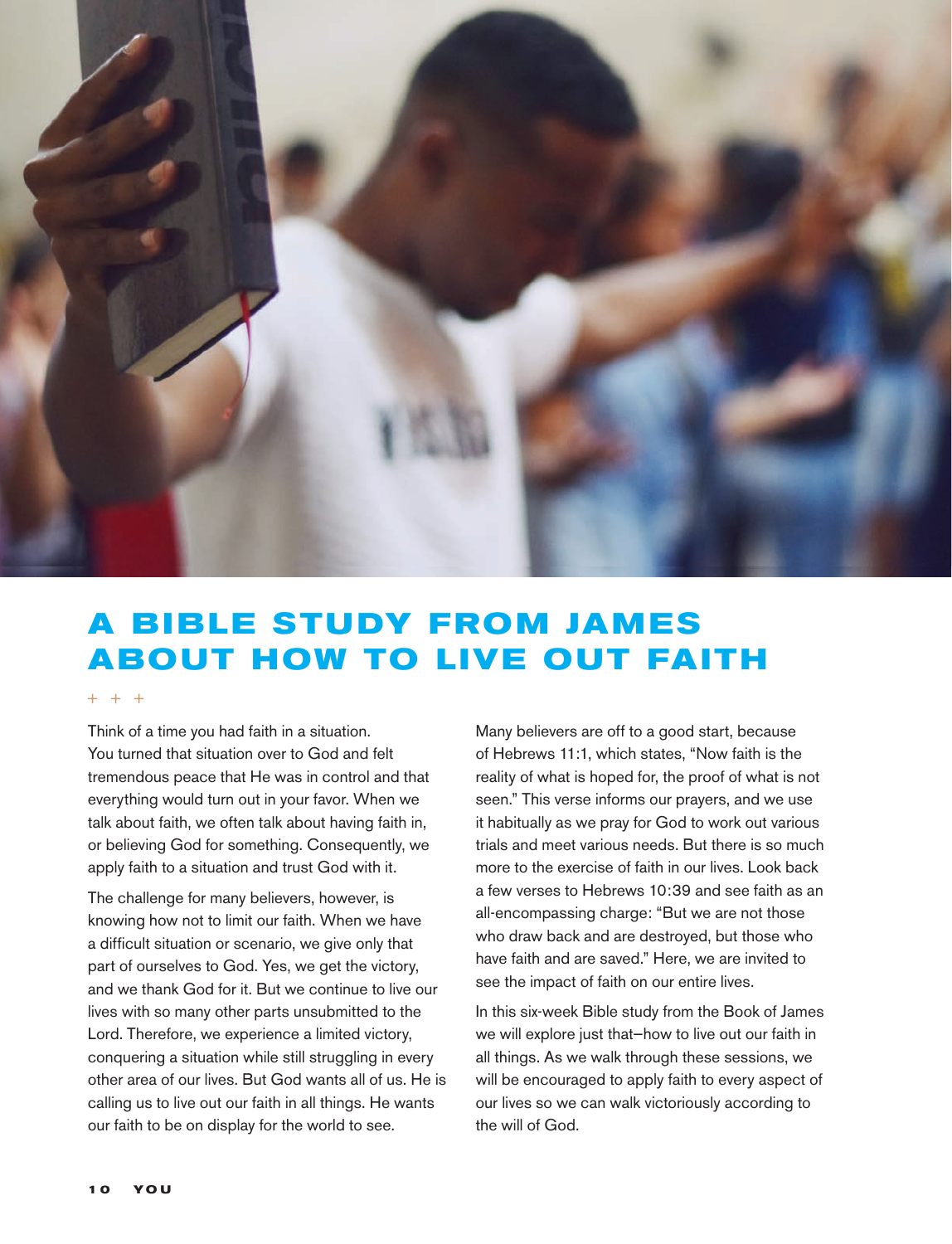# A BIBLE STUDY FROM JAMES ABOUT HOW TO LIVE OUT FAITH

+ + +

Think of a time you had faith in a situation. You turned that situation over to God and felt tremendous peace that He was in control and that everything would turn out in your favor. When we talk about faith, we often talk about having faith in, or believing God for something. Consequently, we apply faith to a situation and trust God with it.

The challenge for many believers, however, is knowing how not to limit our faith. When we have a difficult situation or scenario, we give only that part of ourselves to God. Yes, we get the victory, and we thank God for it. But we continue to live our lives with so many other parts unsubmitted to the Lord. Therefore, we experience a limited victory, conquering a situation while still struggling in every other area of our lives. But God wants all of us. He is calling us to live out our faith in all things. He wants our faith to be on display for the world to see.

Many believers are off to a good start, because of Hebrews 11:1, which states, "Now faith is the reality of what is hoped for, the proof of what is not seen." This verse informs our prayers, and we use it habitually as we pray for God to work out various trials and meet various needs. But there is so much more to the exercise of faith in our lives. Look back a few verses to Hebrews 10:39 and see faith as an all-encompassing charge: "But we are not those who draw back and are destroyed, but those who have faith and are saved." Here, we are invited to see the impact of faith on our entire lives.

In this six-week Bible study from the Book of James we will explore just that—how to live out our faith in all things. As we walk through these sessions, we will be encouraged to apply faith to every aspect of our lives so we can walk victoriously according to the will of God.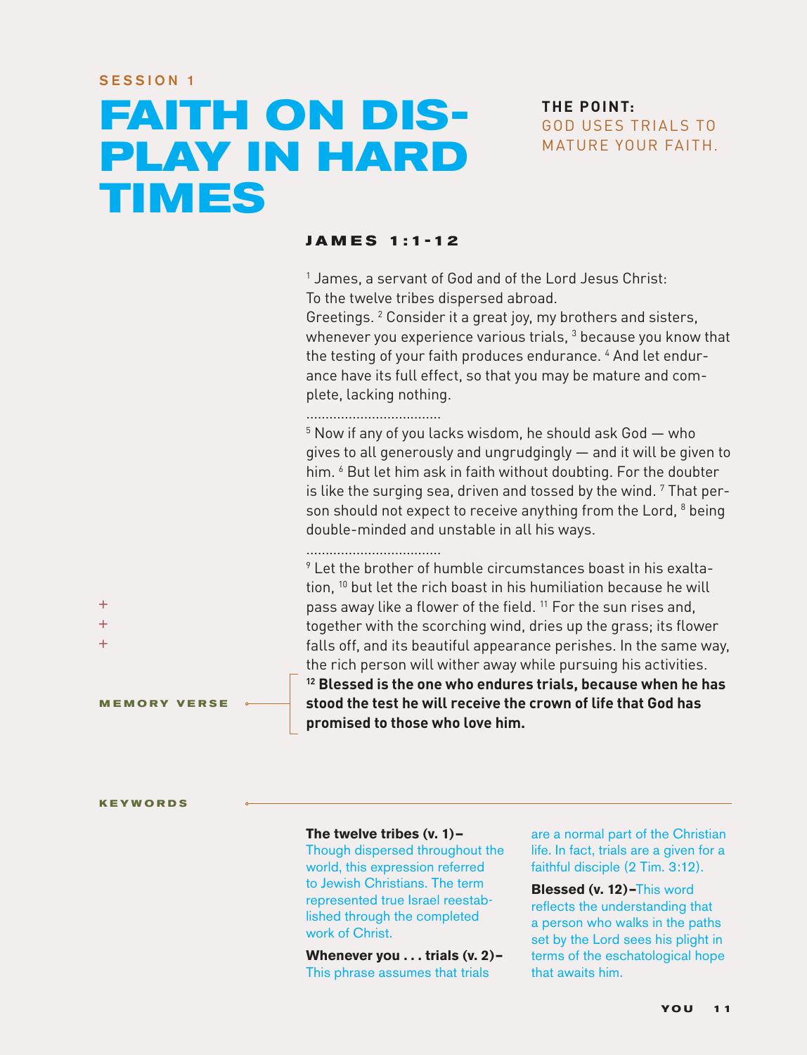SESSION 1

# FAITH ON DISPLAY IN HARD TIMES

**THE POINT:**
GOD USES TRIALS TO MATURE YOUR FAITH.

## JAMES 1:1-12

[1] James, a servant of God and of the Lord Jesus Christ:
To the twelve tribes dispersed abroad.
Greetings. [2] Consider it a great joy, my brothers and sisters, whenever you experience various trials, [3] because you know that the testing of your faith produces endurance. [4] And let endurance have its full effect, so that you may be mature and complete, lacking nothing.

[5] Now if any of you lacks wisdom, he should ask God — who gives to all generously and ungrudgingly — and it will be given to him. [6] But let him ask in faith without doubting. For the doubter is like the surging sea, driven and tossed by the wind. [7] That person should not expect to receive anything from the Lord, [8] being double-minded and unstable in all his ways.

[9] Let the brother of humble circumstances boast in his exaltation, [10] but let the rich boast in his humiliation because he will pass away like a flower of the field. [11] For the sun rises and, together with the scorching wind, dries up the grass; its flower falls off, and its beautiful appearance perishes. In the same way, the rich person will wither away while pursuing his activities.

MEMORY VERSE

**[12] Blessed is the one who endures trials, because when he has stood the test he will receive the crown of life that God has promised to those who love him.**

KEYWORDS

**The twelve tribes (v. 1)–** Though dispersed throughout the world, this expression referred to Jewish Christians. The term represented true Israel reestablished through the completed work of Christ.

**Whenever you . . . trials (v. 2)–** This phrase assumes that trials are a normal part of the Christian life. In fact, trials are a given for a faithful disciple (2 Tim. 3:12).

**Blessed (v. 12)–** This word reflects the understanding that a person who walks in the paths set by the Lord sees his plight in terms of the eschatological hope that awaits him.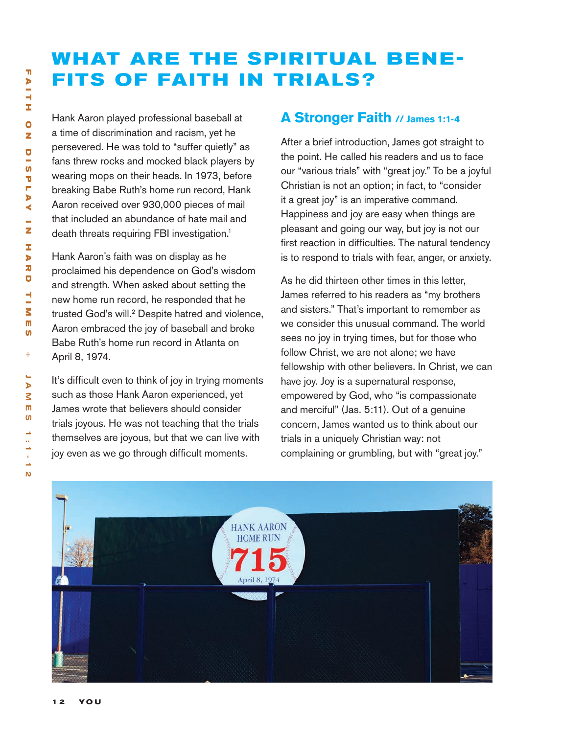# WHAT ARE THE SPIRITUAL BENEFITS OF FAITH IN TRIALS?

Hank Aaron played professional baseball at a time of discrimination and racism, yet he persevered. He was told to "suffer quietly" as fans threw rocks and mocked black players by wearing mops on their heads. In 1973, before breaking Babe Ruth's home run record, Hank Aaron received over 930,000 pieces of mail that included an abundance of hate mail and death threats requiring FBI investigation.[1]

Hank Aaron's faith was on display as he proclaimed his dependence on God's wisdom and strength. When asked about setting the new home run record, he responded that he trusted God's will.[2] Despite hatred and violence, Aaron embraced the joy of baseball and broke Babe Ruth's home run record in Atlanta on April 8, 1974.

It's difficult even to think of joy in trying moments such as those Hank Aaron experienced, yet James wrote that believers should consider trials joyous. He was not teaching that the trials themselves are joyous, but that we can live with joy even as we go through difficult moments.

## A Stronger Faith // James 1:1-4

After a brief introduction, James got straight to the point. He called his readers and us to face our "various trials" with "great joy." To be a joyful Christian is not an option; in fact, to "consider it a great joy" is an imperative command. Happiness and joy are easy when things are pleasant and going our way, but joy is not our first reaction in difficulties. The natural tendency is to respond to trials with fear, anger, or anxiety.

As he did thirteen other times in this letter, James referred to his readers as "my brothers and sisters." That's important to remember as we consider this unusual command. The world sees no joy in trying times, but for those who follow Christ, we are not alone; we have fellowship with other believers. In Christ, we can have joy. Joy is a supernatural response, empowered by God, who "is compassionate and merciful" (Jas. 5:11). Out of a genuine concern, James wanted us to think about our trials in a uniquely Christian way: not complaining or grumbling, but with "great joy."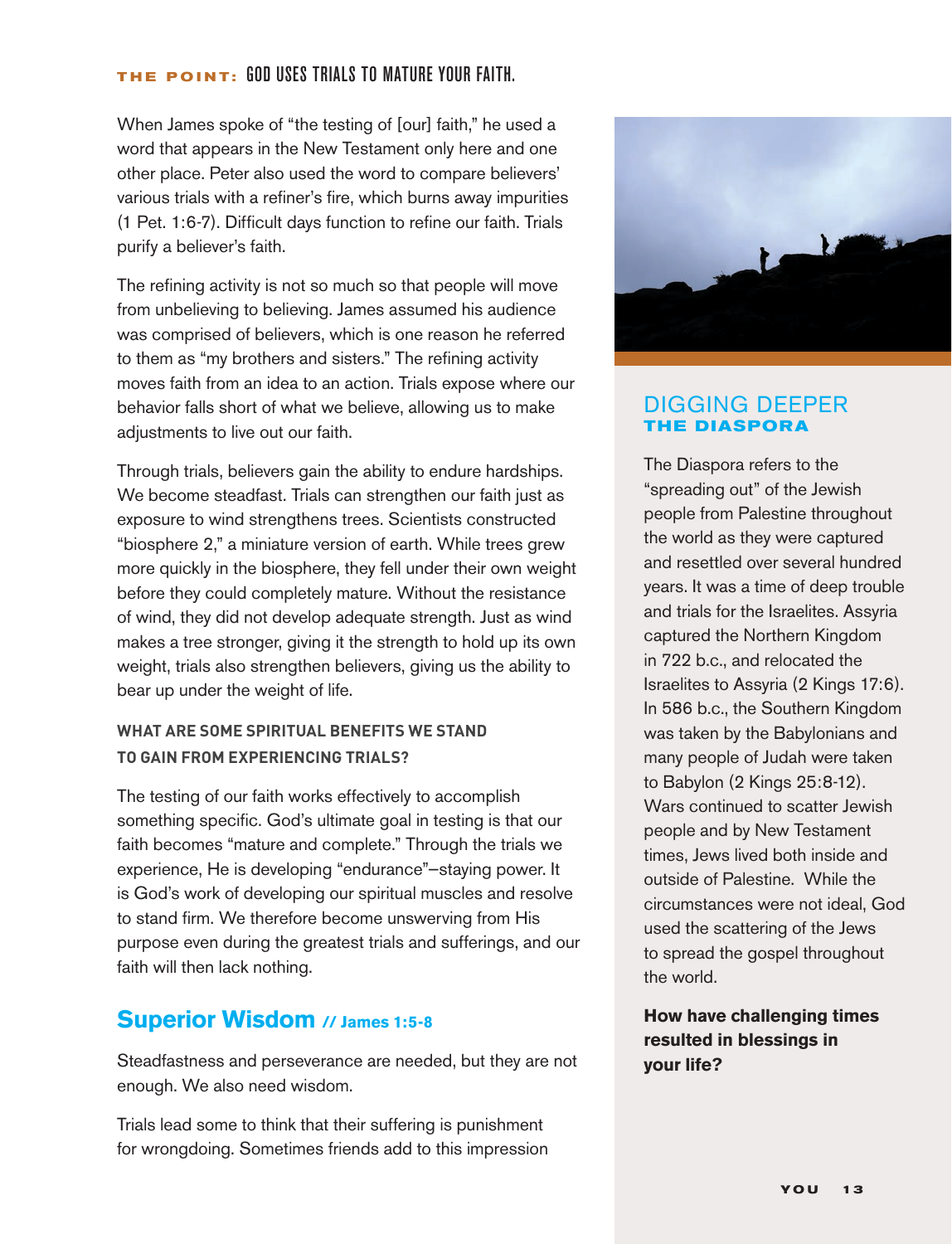**THE POINT:** GOD USES TRIALS TO MATURE YOUR FAITH.

When James spoke of "the testing of [our] faith," he used a word that appears in the New Testament only here and one other place. Peter also used the word to compare believers' various trials with a refiner's fire, which burns away impurities (1 Pet. 1:6-7). Difficult days function to refine our faith. Trials purify a believer's faith.

The refining activity is not so much so that people will move from unbelieving to believing. James assumed his audience was comprised of believers, which is one reason he referred to them as "my brothers and sisters." The refining activity moves faith from an idea to an action. Trials expose where our behavior falls short of what we believe, allowing us to make adjustments to live out our faith.

Through trials, believers gain the ability to endure hardships. We become steadfast. Trials can strengthen our faith just as exposure to wind strengthens trees. Scientists constructed "biosphere 2," a miniature version of earth. While trees grew more quickly in the biosphere, they fell under their own weight before they could completely mature. Without the resistance of wind, they did not develop adequate strength. Just as wind makes a tree stronger, giving it the strength to hold up its own weight, trials also strengthen believers, giving us the ability to bear up under the weight of life.

**WHAT ARE SOME SPIRITUAL BENEFITS WE STAND TO GAIN FROM EXPERIENCING TRIALS?**

The testing of our faith works effectively to accomplish something specific. God's ultimate goal in testing is that our faith becomes "mature and complete." Through the trials we experience, He is developing "endurance"—staying power. It is God's work of developing our spiritual muscles and resolve to stand firm. We therefore become unswerving from His purpose even during the greatest trials and sufferings, and our faith will then lack nothing.

## Superior Wisdom // James 1:5-8

Steadfastness and perseverance are needed, but they are not enough. We also need wisdom.

Trials lead some to think that their suffering is punishment for wrongdoing. Sometimes friends add to this impression

### DIGGING DEEPER
**THE DIASPORA**

The Diaspora refers to the "spreading out" of the Jewish people from Palestine throughout the world as they were captured and resettled over several hundred years. It was a time of deep trouble and trials for the Israelites. Assyria captured the Northern Kingdom in 722 b.c., and relocated the Israelites to Assyria (2 Kings 17:6). In 586 b.c., the Southern Kingdom was taken by the Babylonians and many people of Judah were taken to Babylon (2 Kings 25:8-12). Wars continued to scatter Jewish people and by New Testament times, Jews lived both inside and outside of Palestine. While the circumstances were not ideal, God used the scattering of the Jews to spread the gospel throughout the world.

**How have challenging times resulted in blessings in your life?**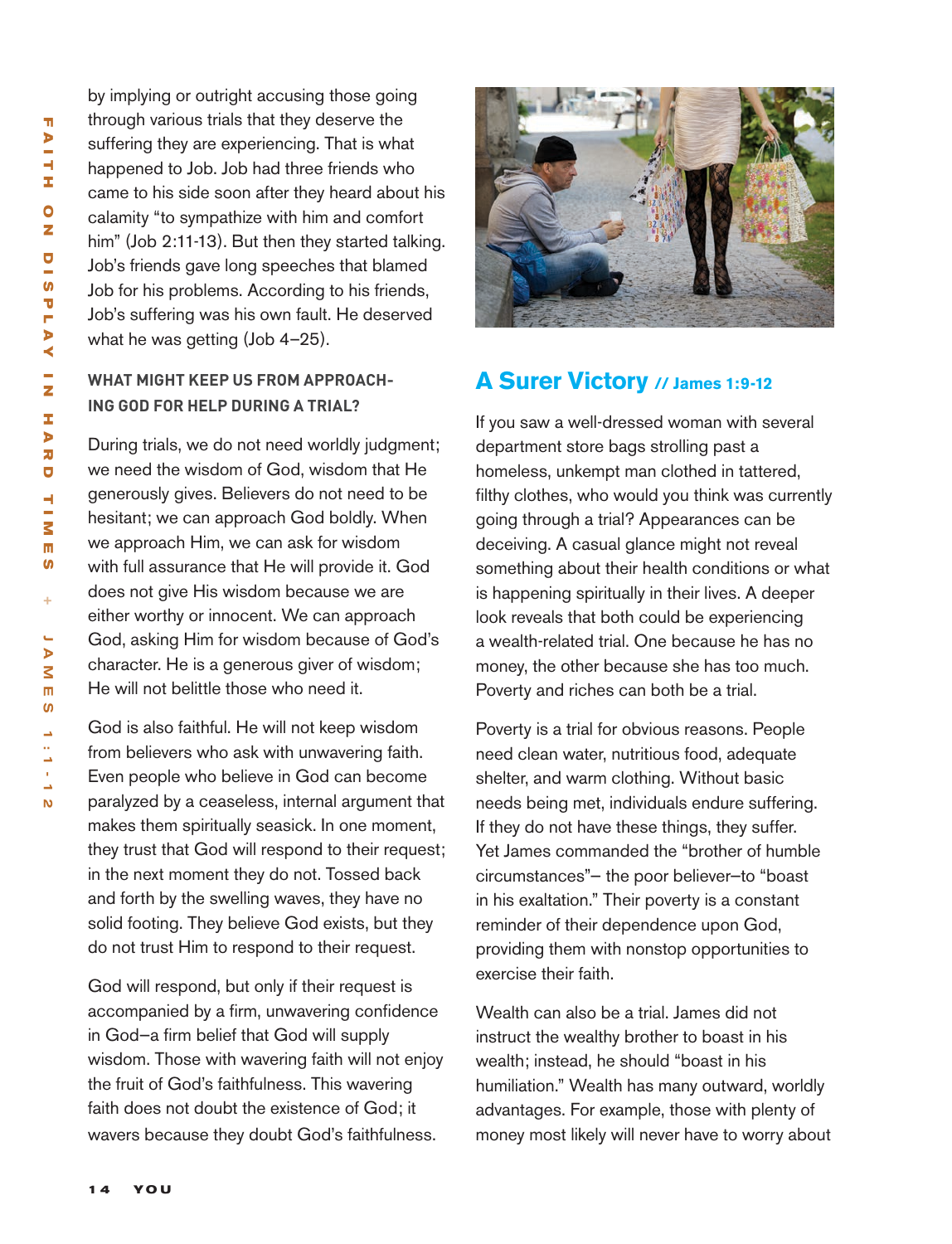by implying or outright accusing those going through various trials that they deserve the suffering they are experiencing. That is what happened to Job. Job had three friends who came to his side soon after they heard about his calamity "to sympathize with him and comfort him" (Job 2:11-13). But then they started talking. Job's friends gave long speeches that blamed Job for his problems. According to his friends, Job's suffering was his own fault. He deserved what he was getting (Job 4–25).

#### WHAT MIGHT KEEP US FROM APPROACHING GOD FOR HELP DURING A TRIAL?

During trials, we do not need worldly judgment; we need the wisdom of God, wisdom that He generously gives. Believers do not need to be hesitant; we can approach God boldly. When we approach Him, we can ask for wisdom with full assurance that He will provide it. God does not give His wisdom because we are either worthy or innocent. We can approach God, asking Him for wisdom because of God's character. He is a generous giver of wisdom; He will not belittle those who need it.

God is also faithful. He will not keep wisdom from believers who ask with unwavering faith. Even people who believe in God can become paralyzed by a ceaseless, internal argument that makes them spiritually seasick. In one moment, they trust that God will respond to their request; in the next moment they do not. Tossed back and forth by the swelling waves, they have no solid footing. They believe God exists, but they do not trust Him to respond to their request.

God will respond, but only if their request is accompanied by a firm, unwavering confidence in God–a firm belief that God will supply wisdom. Those with wavering faith will not enjoy the fruit of God's faithfulness. This wavering faith does not doubt the existence of God; it wavers because they doubt God's faithfulness.

## A Surer Victory // James 1:9-12

If you saw a well-dressed woman with several department store bags strolling past a homeless, unkempt man clothed in tattered, filthy clothes, who would you think was currently going through a trial? Appearances can be deceiving. A casual glance might not reveal something about their health conditions or what is happening spiritually in their lives. A deeper look reveals that both could be experiencing a wealth-related trial. One because he has no money, the other because she has too much. Poverty and riches can both be a trial.

Poverty is a trial for obvious reasons. People need clean water, nutritious food, adequate shelter, and warm clothing. Without basic needs being met, individuals endure suffering. If they do not have these things, they suffer. Yet James commanded the "brother of humble circumstances"– the poor believer–to "boast in his exaltation." Their poverty is a constant reminder of their dependence upon God, providing them with nonstop opportunities to exercise their faith.

Wealth can also be a trial. James did not instruct the wealthy brother to boast in his wealth; instead, he should "boast in his humiliation." Wealth has many outward, worldly advantages. For example, those with plenty of money most likely will never have to worry about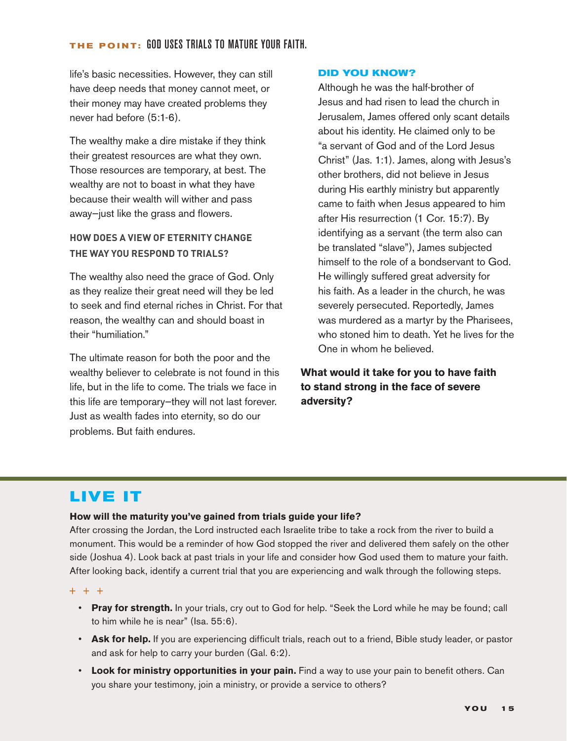**THE POINT:** GOD USES TRIALS TO MATURE YOUR FAITH.

life's basic necessities. However, they can still have deep needs that money cannot meet, or their money may have created problems they never had before (5:1-6).

The wealthy make a dire mistake if they think their greatest resources are what they own. Those resources are temporary, at best. The wealthy are not to boast in what they have because their wealth will wither and pass away—just like the grass and flowers.

**HOW DOES A VIEW OF ETERNITY CHANGE THE WAY YOU RESPOND TO TRIALS?**

The wealthy also need the grace of God. Only as they realize their great need will they be led to seek and find eternal riches in Christ. For that reason, the wealthy can and should boast in their "humiliation."

The ultimate reason for both the poor and the wealthy believer to celebrate is not found in this life, but in the life to come. The trials we face in this life are temporary—they will not last forever. Just as wealth fades into eternity, so do our problems. But faith endures.

### DID YOU KNOW?

Although he was the half-brother of Jesus and had risen to lead the church in Jerusalem, James offered only scant details about his identity. He claimed only to be "a servant of God and of the Lord Jesus Christ" (Jas. 1:1). James, along with Jesus's other brothers, did not believe in Jesus during His earthly ministry but apparently came to faith when Jesus appeared to him after His resurrection (1 Cor. 15:7). By identifying as a servant (the term also can be translated "slave"), James subjected himself to the role of a bondservant to God. He willingly suffered great adversity for his faith. As a leader in the church, he was severely persecuted. Reportedly, James was murdered as a martyr by the Pharisees, who stoned him to death. Yet he lives for the One in whom he believed.

**What would it take for you to have faith to stand strong in the face of severe adversity?**

## LIVE IT

**How will the maturity you've gained from trials guide your life?**

After crossing the Jordan, the Lord instructed each Israelite tribe to take a rock from the river to build a monument. This would be a reminder of how God stopped the river and delivered them safely on the other side (Joshua 4). Look back at past trials in your life and consider how God used them to mature your faith. After looking back, identify a current trial that you are experiencing and walk through the following steps.

+ + +

- **Pray for strength.** In your trials, cry out to God for help. "Seek the Lord while he may be found; call to him while he is near" (Isa. 55:6).
- **Ask for help.** If you are experiencing difficult trials, reach out to a friend, Bible study leader, or pastor and ask for help to carry your burden (Gal. 6:2).
- **Look for ministry opportunities in your pain.** Find a way to use your pain to benefit others. Can you share your testimony, join a ministry, or provide a service to others?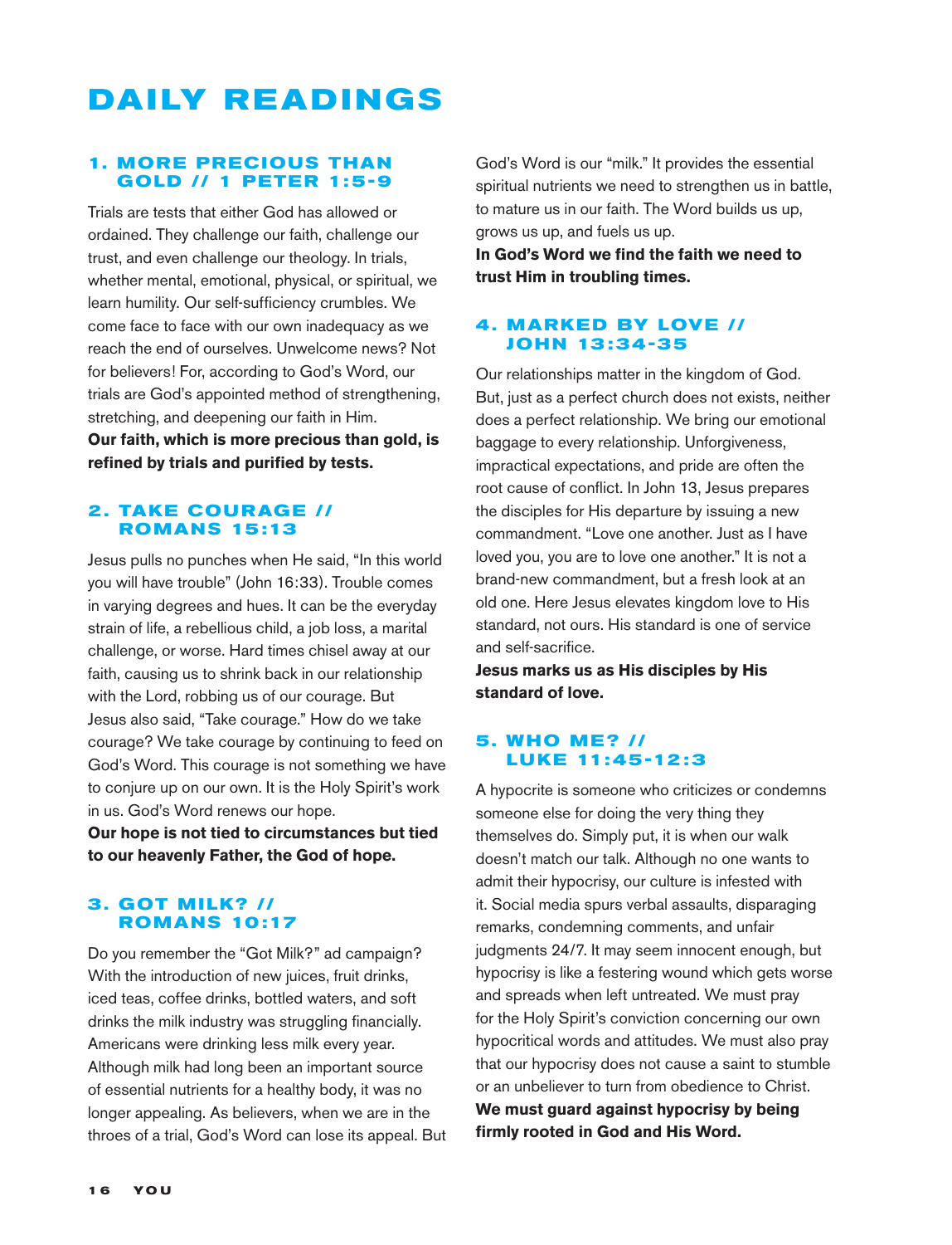# DAILY READINGS

## 1. MORE PRECIOUS THAN GOLD // 1 PETER 1:5-9

Trials are tests that either God has allowed or ordained. They challenge our faith, challenge our trust, and even challenge our theology. In trials, whether mental, emotional, physical, or spiritual, we learn humility. Our self-sufficiency crumbles. We come face to face with our own inadequacy as we reach the end of ourselves. Unwelcome news? Not for believers! For, according to God's Word, our trials are God's appointed method of strengthening, stretching, and deepening our faith in Him.

**Our faith, which is more precious than gold, is refined by trials and purified by tests.**

## 2. TAKE COURAGE // ROMANS 15:13

Jesus pulls no punches when He said, "In this world you will have trouble" (John 16:33). Trouble comes in varying degrees and hues. It can be the everyday strain of life, a rebellious child, a job loss, a marital challenge, or worse. Hard times chisel away at our faith, causing us to shrink back in our relationship with the Lord, robbing us of our courage. But Jesus also said, "Take courage." How do we take courage? We take courage by continuing to feed on God's Word. This courage is not something we have to conjure up on our own. It is the Holy Spirit's work in us. God's Word renews our hope.

**Our hope is not tied to circumstances but tied to our heavenly Father, the God of hope.**

## 3. GOT MILK? // ROMANS 10:17

Do you remember the "Got Milk?" ad campaign? With the introduction of new juices, fruit drinks, iced teas, coffee drinks, bottled waters, and soft drinks the milk industry was struggling financially. Americans were drinking less milk every year. Although milk had long been an important source of essential nutrients for a healthy body, it was no longer appealing. As believers, when we are in the throes of a trial, God's Word can lose its appeal. But God's Word is our "milk." It provides the essential spiritual nutrients we need to strengthen us in battle, to mature us in our faith. The Word builds us up, grows us up, and fuels us up.

**In God's Word we find the faith we need to trust Him in troubling times.**

## 4. MARKED BY LOVE // JOHN 13:34-35

Our relationships matter in the kingdom of God. But, just as a perfect church does not exists, neither does a perfect relationship. We bring our emotional baggage to every relationship. Unforgiveness, impractical expectations, and pride are often the root cause of conflict. In John 13, Jesus prepares the disciples for His departure by issuing a new commandment. "Love one another. Just as I have loved you, you are to love one another." It is not a brand-new commandment, but a fresh look at an old one. Here Jesus elevates kingdom love to His standard, not ours. His standard is one of service and self-sacrifice.

**Jesus marks us as His disciples by His standard of love.**

## 5. WHO ME? // LUKE 11:45-12:3

A hypocrite is someone who criticizes or condemns someone else for doing the very thing they themselves do. Simply put, it is when our walk doesn't match our talk. Although no one wants to admit their hypocrisy, our culture is infested with it. Social media spurs verbal assaults, disparaging remarks, condemning comments, and unfair judgments 24/7. It may seem innocent enough, but hypocrisy is like a festering wound which gets worse and spreads when left untreated. We must pray for the Holy Spirit's conviction concerning our own hypocritical words and attitudes. We must also pray that our hypocrisy does not cause a saint to stumble or an unbeliever to turn from obedience to Christ.

**We must guard against hypocrisy by being firmly rooted in God and His Word.**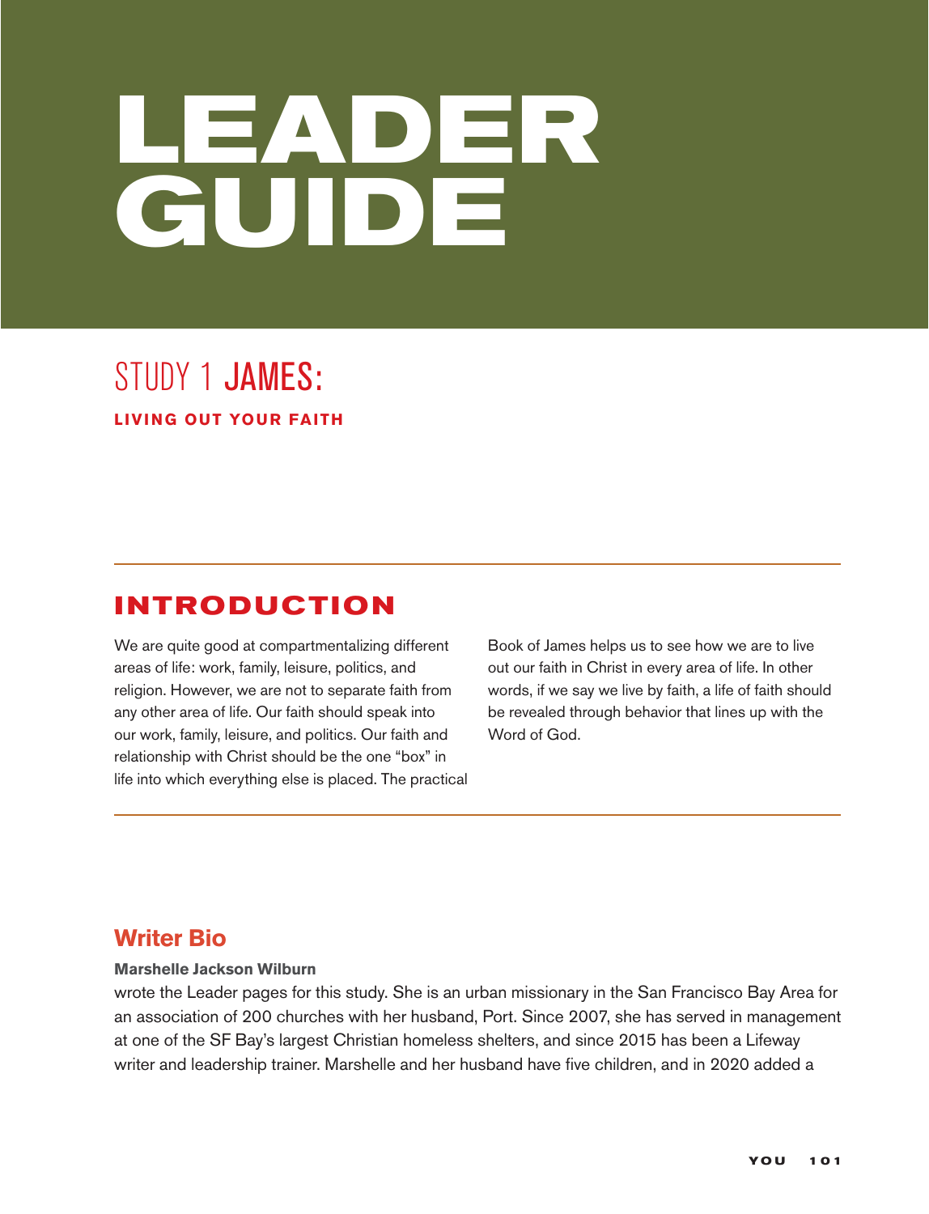# LEADER GUIDE

## STUDY 1 JAMES:

**LIVING OUT YOUR FAITH**

## INTRODUCTION

We are quite good at compartmentalizing different areas of life: work, family, leisure, politics, and religion. However, we are not to separate faith from any other area of life. Our faith should speak into our work, family, leisure, and politics. Our faith and relationship with Christ should be the one "box" in life into which everything else is placed. The practical Book of James helps us to see how we are to live out our faith in Christ in every area of life. In other words, if we say we live by faith, a life of faith should be revealed through behavior that lines up with the Word of God.

### Writer Bio

**Marshelle Jackson Wilburn**

wrote the Leader pages for this study. She is an urban missionary in the San Francisco Bay Area for an association of 200 churches with her husband, Port. Since 2007, she has served in management at one of the SF Bay's largest Christian homeless shelters, and since 2015 has been a Lifeway writer and leadership trainer. Marshelle and her husband have five children, and in 2020 added a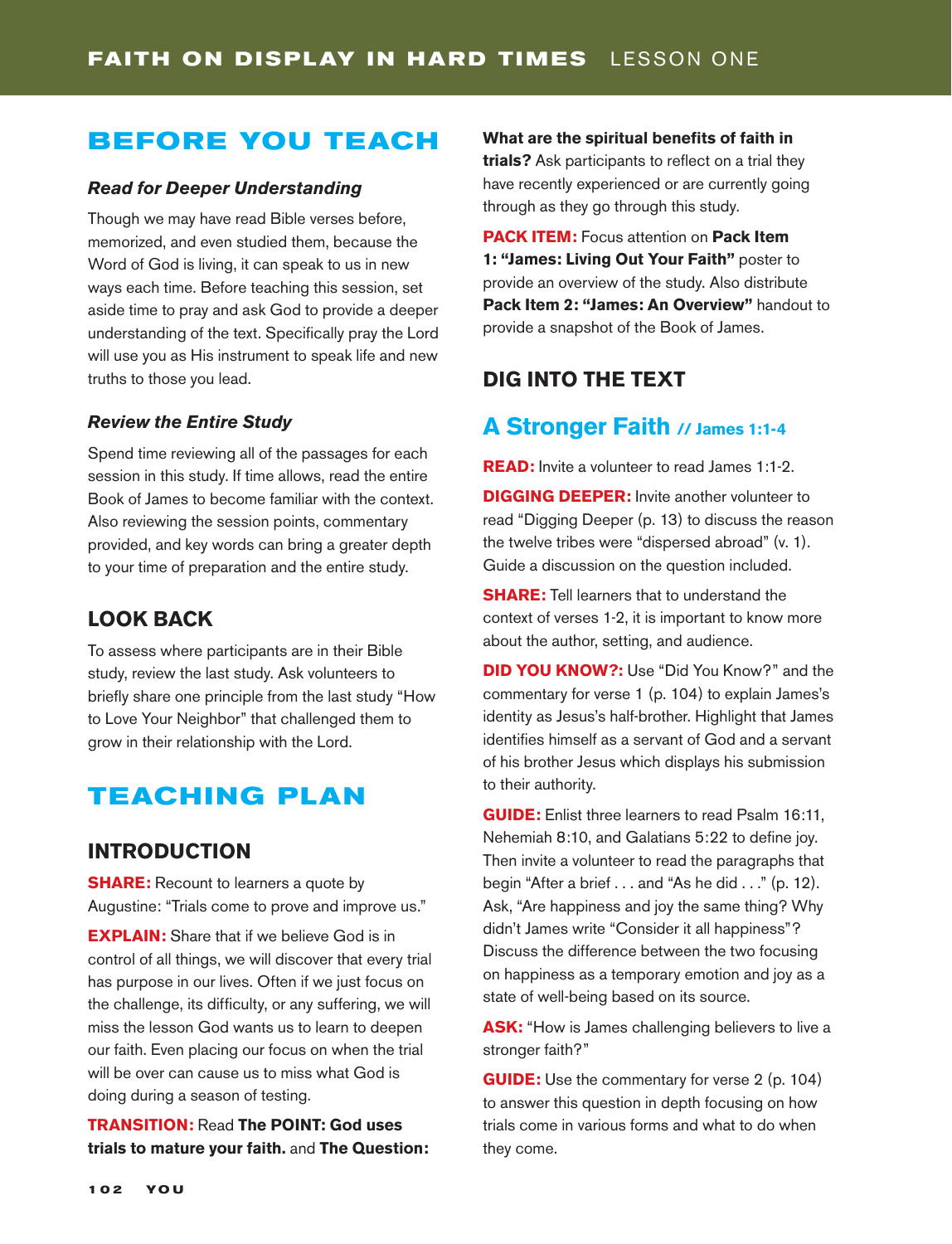# BEFORE YOU TEACH

### *Read for Deeper Understanding*

Though we may have read Bible verses before, memorized, and even studied them, because the Word of God is living, it can speak to us in new ways each time. Before teaching this session, set aside time to pray and ask God to provide a deeper understanding of the text. Specifically pray the Lord will use you as His instrument to speak life and new truths to those you lead.

### *Review the Entire Study*

Spend time reviewing all of the passages for each session in this study. If time allows, read the entire Book of James to become familiar with the context. Also reviewing the session points, commentary provided, and key words can bring a greater depth to your time of preparation and the entire study.

## LOOK BACK

To assess where participants are in their Bible study, review the last study. Ask volunteers to briefly share one principle from the last study "How to Love Your Neighbor" that challenged them to grow in their relationship with the Lord.

# TEACHING PLAN

## INTRODUCTION

**SHARE:** Recount to learners a quote by Augustine: "Trials come to prove and improve us."

**EXPLAIN:** Share that if we believe God is in control of all things, we will discover that every trial has purpose in our lives. Often if we just focus on the challenge, its difficulty, or any suffering, we will miss the lesson God wants us to learn to deepen our faith. Even placing our focus on when the trial will be over can cause us to miss what God is doing during a season of testing.

**TRANSITION:** Read **The POINT: God uses trials to mature your faith.** and **The Question: What are the spiritual benefits of faith in trials?** Ask participants to reflect on a trial they have recently experienced or are currently going through as they go through this study.

**PACK ITEM:** Focus attention on **Pack Item 1: "James: Living Out Your Faith"** poster to provide an overview of the study. Also distribute **Pack Item 2: "James: An Overview"** handout to provide a snapshot of the Book of James.

## DIG INTO THE TEXT

### A Stronger Faith // James 1:1-4

**READ:** Invite a volunteer to read James 1:1-2.

**DIGGING DEEPER:** Invite another volunteer to read "Digging Deeper (p. 13) to discuss the reason the twelve tribes were "dispersed abroad" (v. 1). Guide a discussion on the question included.

**SHARE:** Tell learners that to understand the context of verses 1-2, it is important to know more about the author, setting, and audience.

**DID YOU KNOW?:** Use "Did You Know?" and the commentary for verse 1 (p. 104) to explain James's identity as Jesus's half-brother. Highlight that James identifies himself as a servant of God and a servant of his brother Jesus which displays his submission to their authority.

**GUIDE:** Enlist three learners to read Psalm 16:11, Nehemiah 8:10, and Galatians 5:22 to define joy. Then invite a volunteer to read the paragraphs that begin "After a brief . . . and "As he did . . ." (p. 12). Ask, "Are happiness and joy the same thing? Why didn't James write "Consider it all happiness"? Discuss the difference between the two focusing on happiness as a temporary emotion and joy as a state of well-being based on its source.

**ASK:** "How is James challenging believers to live a stronger faith?"

**GUIDE:** Use the commentary for verse 2 (p. 104) to answer this question in depth focusing on how trials come in various forms and what to do when they come.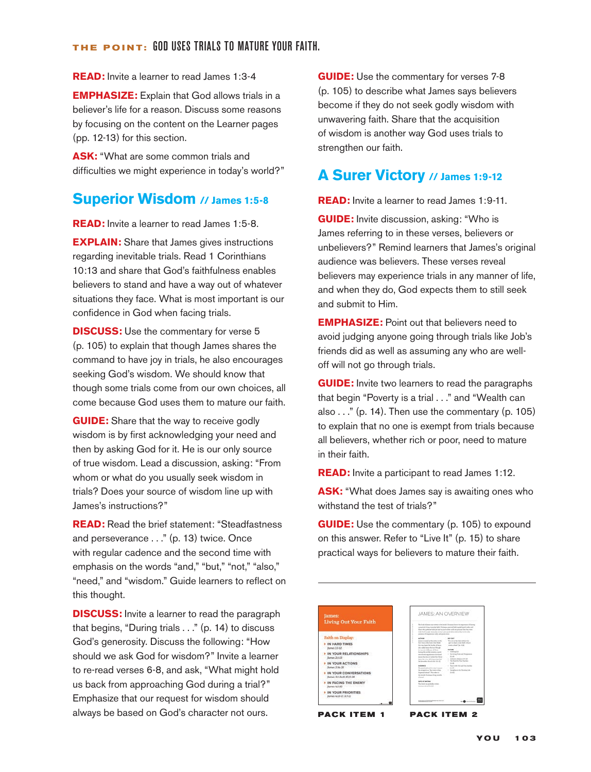**THE POINT:** GOD USES TRIALS TO MATURE YOUR FAITH.

**READ:** Invite a learner to read James 1:3-4

**EMPHASIZE:** Explain that God allows trials in a believer's life for a reason. Discuss some reasons by focusing on the content on the Learner pages (pp. 12-13) for this section.

**ASK:** "What are some common trials and difficulties we might experience in today's world?"

## Superior Wisdom // James 1:5-8

**READ:** Invite a learner to read James 1:5-8.

**EXPLAIN:** Share that James gives instructions regarding inevitable trials. Read 1 Corinthians 10:13 and share that God's faithfulness enables believers to stand and have a way out of whatever situations they face. What is most important is our confidence in God when facing trials.

**DISCUSS:** Use the commentary for verse 5 (p. 105) to explain that though James shares the command to have joy in trials, he also encourages seeking God's wisdom. We should know that though some trials come from our own choices, all come because God uses them to mature our faith.

**GUIDE:** Share that the way to receive godly wisdom is by first acknowledging your need and then by asking God for it. He is our only source of true wisdom. Lead a discussion, asking: "From whom or what do you usually seek wisdom in trials? Does your source of wisdom line up with James's instructions?"

**READ:** Read the brief statement: "Steadfastness and perseverance . . ." (p. 13) twice. Once with regular cadence and the second time with emphasis on the words "and," "but," "not," "also," "need," and "wisdom." Guide learners to reflect on this thought.

**DISCUSS:** Invite a learner to read the paragraph that begins, "During trials . . ." (p. 14) to discuss God's generosity. Discuss the following: "How should we ask God for wisdom?" Invite a learner to re-read verses 6-8, and ask, "What might hold us back from approaching God during a trial?" Emphasize that our request for wisdom should always be based on God's character not ours.

**GUIDE:** Use the commentary for verses 7-8 (p. 105) to describe what James says believers become if they do not seek godly wisdom with unwavering faith. Share that the acquisition of wisdom is another way God uses trials to strengthen our faith.

## A Surer Victory // James 1:9-12

**READ:** Invite a learner to read James 1:9-11.

**GUIDE:** Invite discussion, asking: "Who is James referring to in these verses, believers or unbelievers?" Remind learners that James's original audience was believers. These verses reveal believers may experience trials in any manner of life, and when they do, God expects them to still seek and submit to Him.

**EMPHASIZE:** Point out that believers need to avoid judging anyone going through trials like Job's friends did as well as assuming any who are well-off will not go through trials.

**GUIDE:** Invite two learners to read the paragraphs that begin "Poverty is a trial . . ." and "Wealth can also . . ." (p. 14). Then use the commentary (p. 105) to explain that no one is exempt from trials because all believers, whether rich or poor, need to mature in their faith.

**READ:** Invite a participant to read James 1:12.

**ASK:** "What does James say is awaiting ones who withstand the test of trials?"

**GUIDE:** Use the commentary (p. 105) to expound on this answer. Refer to "Live It" (p. 15) to share practical ways for believers to mature their faith.

**PACK ITEM 1**

**PACK ITEM 2**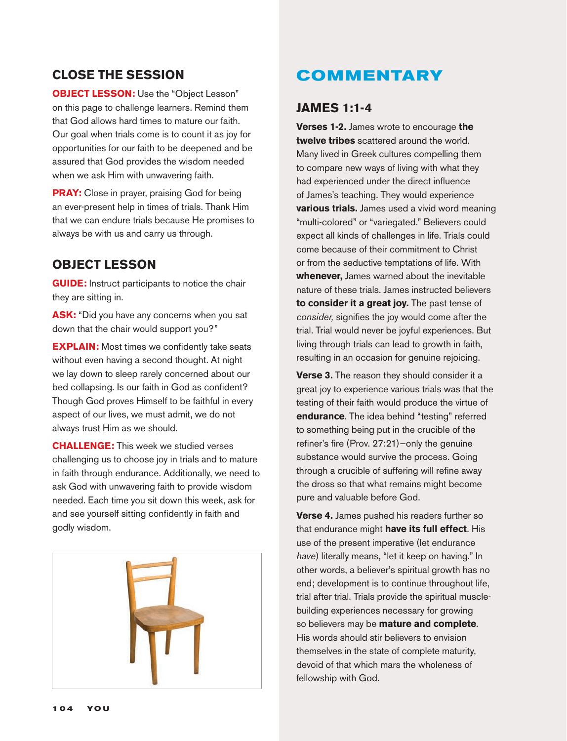## CLOSE THE SESSION

**OBJECT LESSON:** Use the "Object Lesson" on this page to challenge learners. Remind them that God allows hard times to mature our faith. Our goal when trials come is to count it as joy for opportunities for our faith to be deepened and be assured that God provides the wisdom needed when we ask Him with unwavering faith.

**PRAY:** Close in prayer, praising God for being an ever-present help in times of trials. Thank Him that we can endure trials because He promises to always be with us and carry us through.

## OBJECT LESSON

**GUIDE:** Instruct participants to notice the chair they are sitting in.

**ASK:** "Did you have any concerns when you sat down that the chair would support you?"

**EXPLAIN:** Most times we confidently take seats without even having a second thought. At night we lay down to sleep rarely concerned about our bed collapsing. Is our faith in God as confident? Though God proves Himself to be faithful in every aspect of our lives, we must admit, we do not always trust Him as we should.

**CHALLENGE:** This week we studied verses challenging us to choose joy in trials and to mature in faith through endurance. Additionally, we need to ask God with unwavering faith to provide wisdom needed. Each time you sit down this week, ask for and see yourself sitting confidently in faith and godly wisdom.

# COMMENTARY

## JAMES 1:1-4

**Verses 1-2.** James wrote to encourage **the twelve tribes** scattered around the world. Many lived in Greek cultures compelling them to compare new ways of living with what they had experienced under the direct influence of James's teaching. They would experience **various trials.** James used a vivid word meaning "multi-colored" or "variegated." Believers could expect all kinds of challenges in life. Trials could come because of their commitment to Christ or from the seductive temptations of life. With **whenever,** James warned about the inevitable nature of these trials. James instructed believers **to consider it a great joy.** The past tense of *consider,* signifies the joy would come after the trial. Trial would never be joyful experiences. But living through trials can lead to growth in faith, resulting in an occasion for genuine rejoicing.

**Verse 3.** The reason they should consider it a great joy to experience various trials was that the testing of their faith would produce the virtue of **endurance**. The idea behind "testing" referred to something being put in the crucible of the refiner's fire (Prov. 27:21)—only the genuine substance would survive the process. Going through a crucible of suffering will refine away the dross so that what remains might become pure and valuable before God.

**Verse 4.** James pushed his readers further so that endurance might **have its full effect**. His use of the present imperative (let endurance *have*) literally means, "let it keep on having." In other words, a believer's spiritual growth has no end; development is to continue throughout life, trial after trial. Trials provide the spiritual muscle-building experiences necessary for growing so believers may be **mature and complete**. His words should stir believers to envision themselves in the state of complete maturity, devoid of that which mars the wholeness of fellowship with God.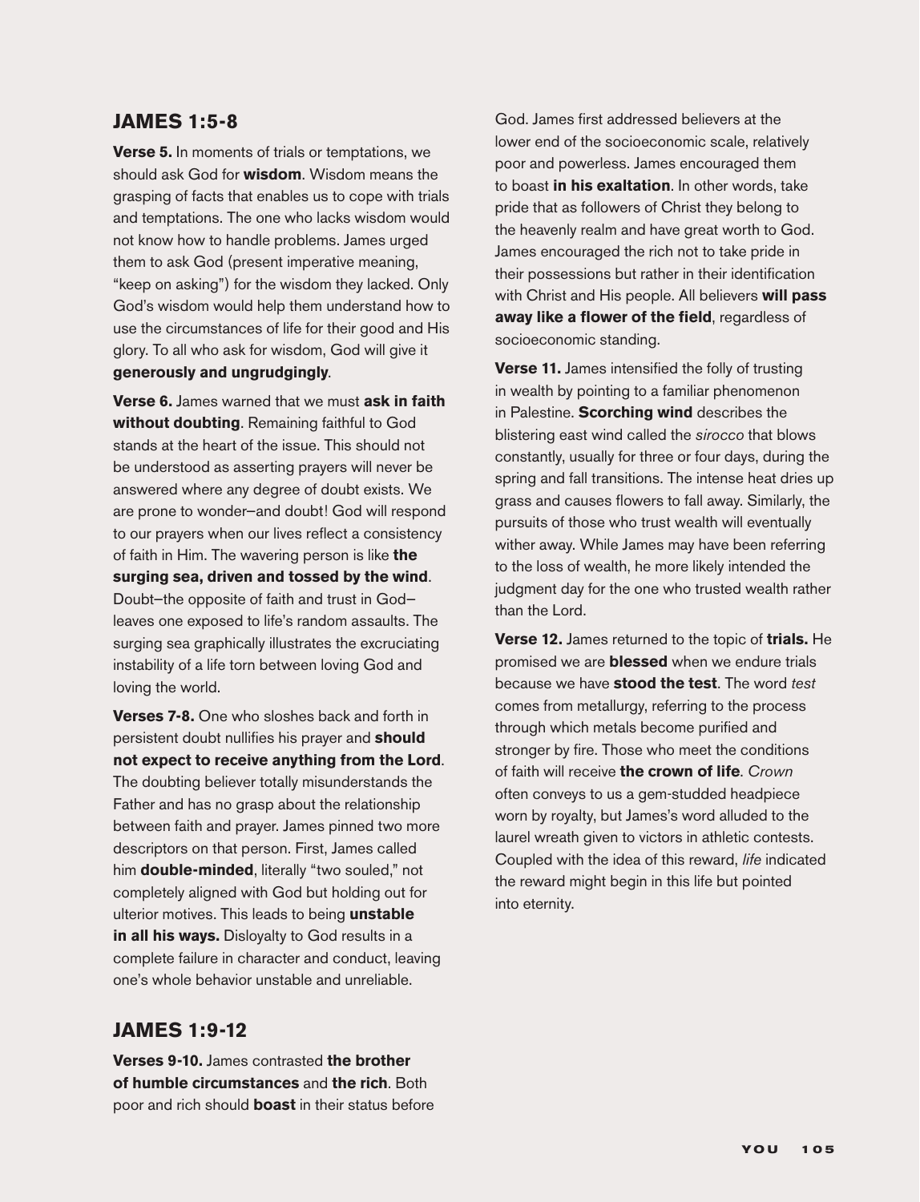## JAMES 1:5-8

**Verse 5.** In moments of trials or temptations, we should ask God for **wisdom**. Wisdom means the grasping of facts that enables us to cope with trials and temptations. The one who lacks wisdom would not know how to handle problems. James urged them to ask God (present imperative meaning, "keep on asking") for the wisdom they lacked. Only God's wisdom would help them understand how to use the circumstances of life for their good and His glory. To all who ask for wisdom, God will give it **generously and ungrudgingly**.

**Verse 6.** James warned that we must **ask in faith without doubting**. Remaining faithful to God stands at the heart of the issue. This should not be understood as asserting prayers will never be answered where any degree of doubt exists. We are prone to wonder–and doubt! God will respond to our prayers when our lives reflect a consistency of faith in Him. The wavering person is like **the surging sea, driven and tossed by the wind**. Doubt–the opposite of faith and trust in God–leaves one exposed to life's random assaults. The surging sea graphically illustrates the excruciating instability of a life torn between loving God and loving the world.

**Verses 7-8.** One who sloshes back and forth in persistent doubt nullifies his prayer and **should not expect to receive anything from the Lord**. The doubting believer totally misunderstands the Father and has no grasp about the relationship between faith and prayer. James pinned two more descriptors on that person. First, James called him **double-minded**, literally "two souled," not completely aligned with God but holding out for ulterior motives. This leads to being **unstable in all his ways.** Disloyalty to God results in a complete failure in character and conduct, leaving one's whole behavior unstable and unreliable.

## JAMES 1:9-12

**Verses 9-10.** James contrasted **the brother of humble circumstances** and **the rich**. Both poor and rich should **boast** in their status before God. James first addressed believers at the lower end of the socioeconomic scale, relatively poor and powerless. James encouraged them to boast **in his exaltation**. In other words, take pride that as followers of Christ they belong to the heavenly realm and have great worth to God. James encouraged the rich not to take pride in their possessions but rather in their identification with Christ and His people. All believers **will pass away like a flower of the field**, regardless of socioeconomic standing.

**Verse 11.** James intensified the folly of trusting in wealth by pointing to a familiar phenomenon in Palestine. **Scorching wind** describes the blistering east wind called the *sirocco* that blows constantly, usually for three or four days, during the spring and fall transitions. The intense heat dries up grass and causes flowers to fall away. Similarly, the pursuits of those who trust wealth will eventually wither away. While James may have been referring to the loss of wealth, he more likely intended the judgment day for the one who trusted wealth rather than the Lord.

**Verse 12.** James returned to the topic of **trials.** He promised we are **blessed** when we endure trials because we have **stood the test**. The word *test* comes from metallurgy, referring to the process through which metals become purified and stronger by fire. Those who meet the conditions of faith will receive **the crown of life**. *Crown* often conveys to us a gem-studded headpiece worn by royalty, but James's word alluded to the laurel wreath given to victors in athletic contests. Coupled with the idea of this reward, *life* indicated the reward might begin in this life but pointed into eternity.